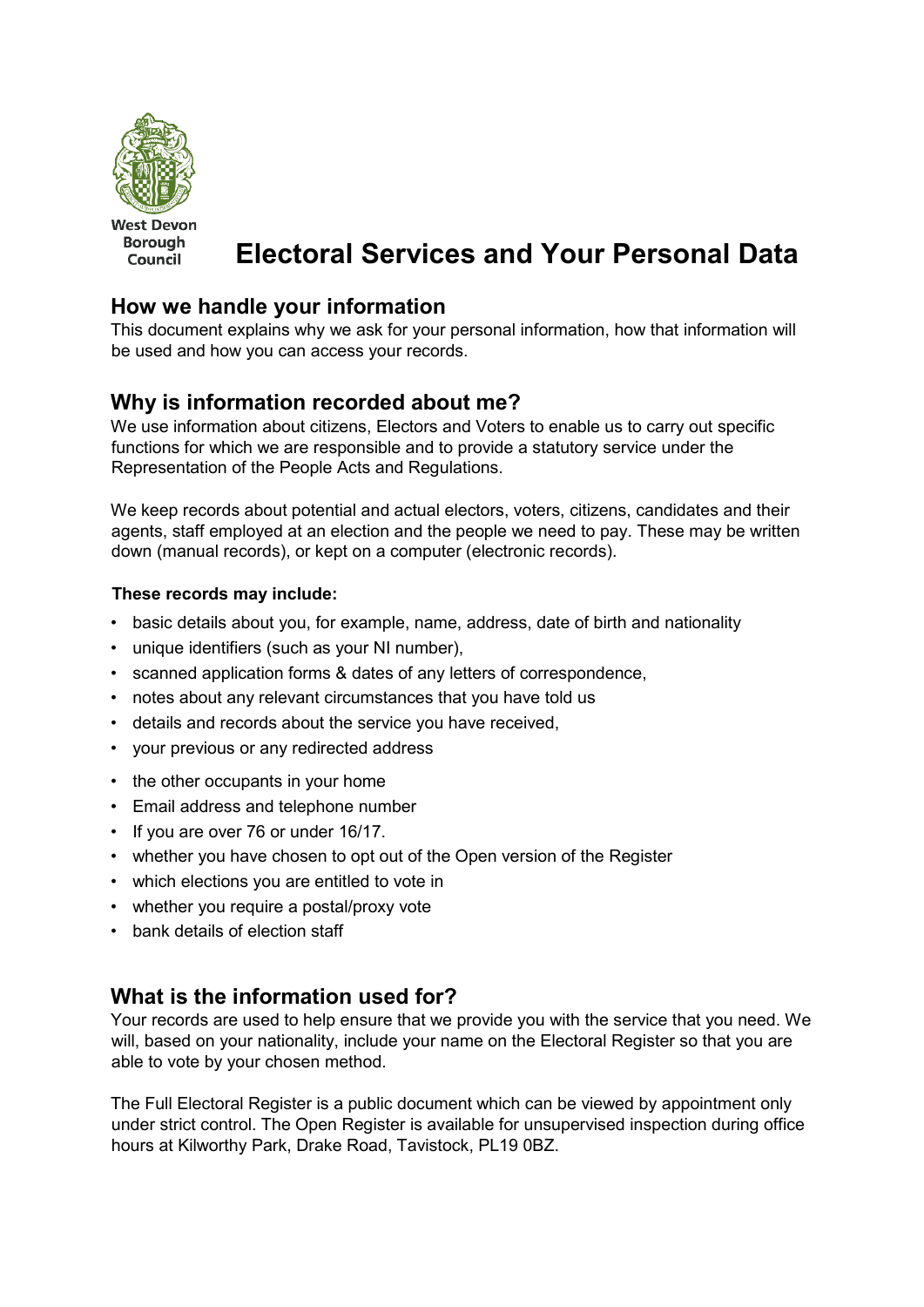West Devon Borough Council

# Electoral Services and Your Personal Data

## How we handle your information

This document explains why we ask for your personal information, how that information will be used and how you can access your records.

## Why is information recorded about me?

We use information about citizens, Electors and Voters to enable us to carry out specific functions for which we are responsible and to provide a statutory service under the Representation of the People Acts and Regulations.

We keep records about potential and actual electors, voters, citizens, candidates and their agents, staff employed at an election and the people we need to pay. These may be written down (manual records), or kept on a computer (electronic records).

**These records may include:**

- basic details about you, for example, name, address, date of birth and nationality
- unique identifiers (such as your NI number),
- scanned application forms & dates of any letters of correspondence,
- notes about any relevant circumstances that you have told us
- details and records about the service you have received,
- your previous or any redirected address
- the other occupants in your home
- Email address and telephone number
- If you are over 76 or under 16/17.
- whether you have chosen to opt out of the Open version of the Register
- which elections you are entitled to vote in
- whether you require a postal/proxy vote
- bank details of election staff

## What is the information used for?

Your records are used to help ensure that we provide you with the service that you need. We will, based on your nationality, include your name on the Electoral Register so that you are able to vote by your chosen method.

The Full Electoral Register is a public document which can be viewed by appointment only under strict control. The Open Register is available for unsupervised inspection during office hours at Kilworthy Park, Drake Road, Tavistock, PL19 0BZ.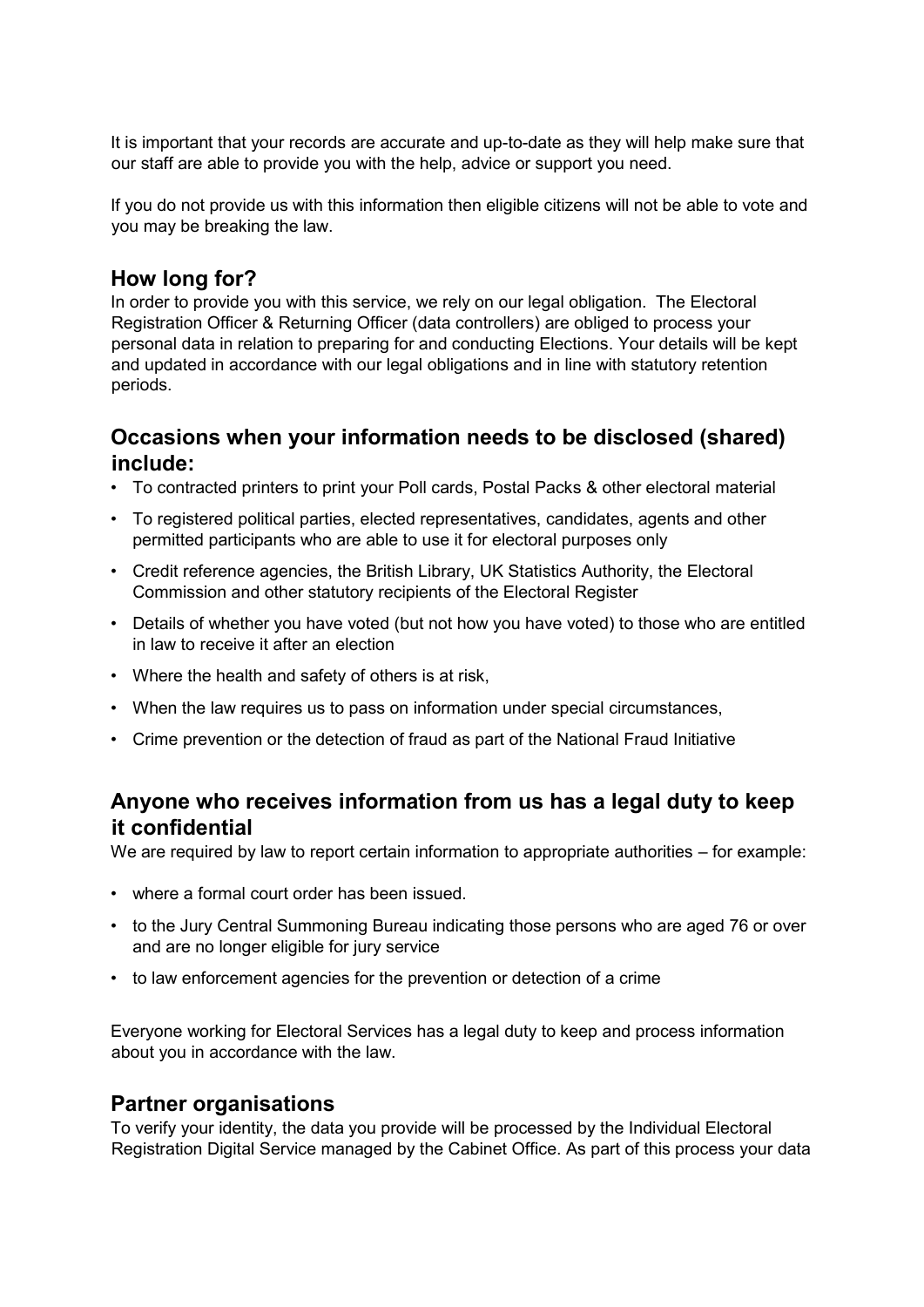It is important that your records are accurate and up-to-date as they will help make sure that our staff are able to provide you with the help, advice or support you need.

If you do not provide us with this information then eligible citizens will not be able to vote and you may be breaking the law.

## How long for?

In order to provide you with this service, we rely on our legal obligation. The Electoral Registration Officer & Returning Officer (data controllers) are obliged to process your personal data in relation to preparing for and conducting Elections. Your details will be kept and updated in accordance with our legal obligations and in line with statutory retention periods.

## Occasions when your information needs to be disclosed (shared) include:

- To contracted printers to print your Poll cards, Postal Packs & other electoral material
- To registered political parties, elected representatives, candidates, agents and other permitted participants who are able to use it for electoral purposes only
- Credit reference agencies, the British Library, UK Statistics Authority, the Electoral Commission and other statutory recipients of the Electoral Register
- Details of whether you have voted (but not how you have voted) to those who are entitled in law to receive it after an election
- Where the health and safety of others is at risk,
- When the law requires us to pass on information under special circumstances,
- Crime prevention or the detection of fraud as part of the National Fraud Initiative

## Anyone who receives information from us has a legal duty to keep it confidential

We are required by law to report certain information to appropriate authorities – for example:

- where a formal court order has been issued.
- to the Jury Central Summoning Bureau indicating those persons who are aged 76 or over and are no longer eligible for jury service
- to law enforcement agencies for the prevention or detection of a crime

Everyone working for Electoral Services has a legal duty to keep and process information about you in accordance with the law.

## Partner organisations

To verify your identity, the data you provide will be processed by the Individual Electoral Registration Digital Service managed by the Cabinet Office. As part of this process your data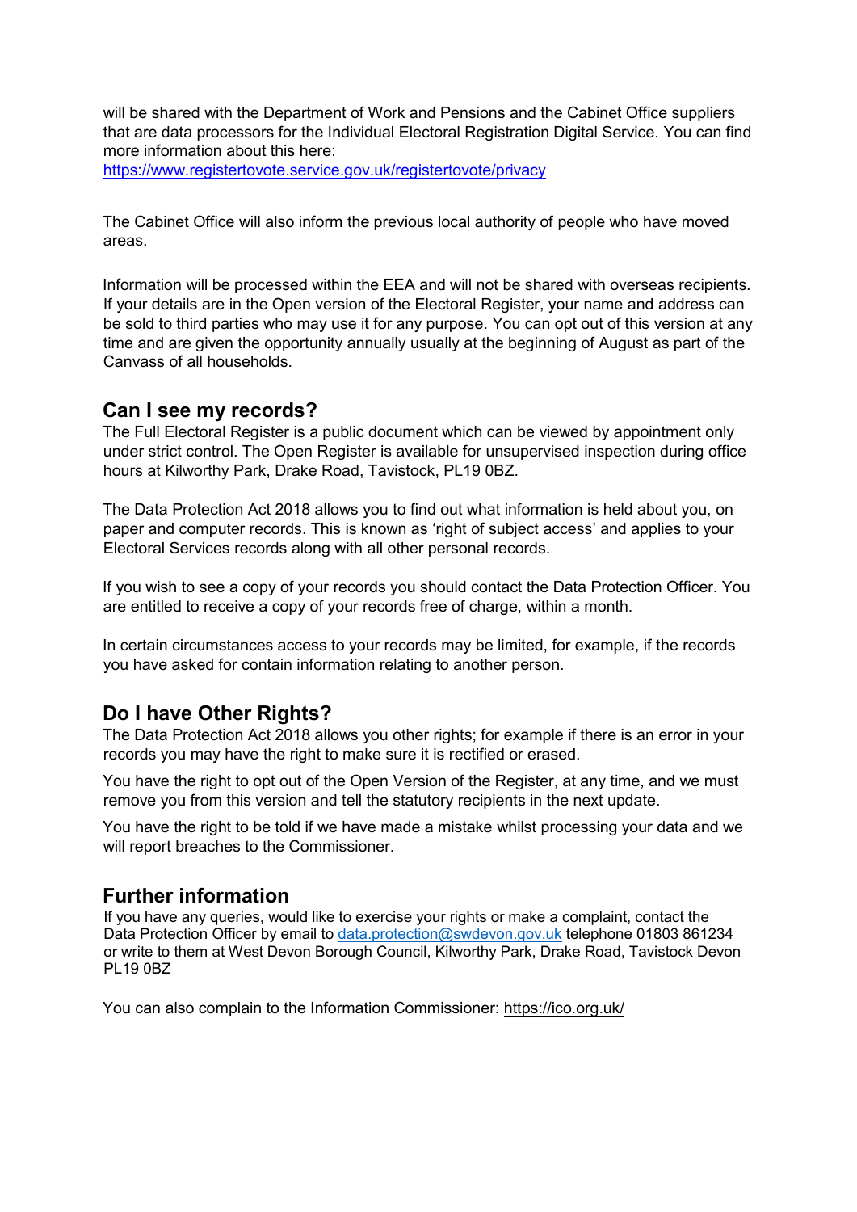will be shared with the Department of Work and Pensions and the Cabinet Office suppliers that are data processors for the Individual Electoral Registration Digital Service. You can find more information about this here:
https://www.registertovote.service.gov.uk/registertovote/privacy

The Cabinet Office will also inform the previous local authority of people who have moved areas.

Information will be processed within the EEA and will not be shared with overseas recipients. If your details are in the Open version of the Electoral Register, your name and address can be sold to third parties who may use it for any purpose. You can opt out of this version at any time and are given the opportunity annually usually at the beginning of August as part of the Canvass of all households.

## Can I see my records?

The Full Electoral Register is a public document which can be viewed by appointment only under strict control. The Open Register is available for unsupervised inspection during office hours at Kilworthy Park, Drake Road, Tavistock, PL19 0BZ.

The Data Protection Act 2018 allows you to find out what information is held about you, on paper and computer records. This is known as 'right of subject access' and applies to your Electoral Services records along with all other personal records.

If you wish to see a copy of your records you should contact the Data Protection Officer. You are entitled to receive a copy of your records free of charge, within a month.

In certain circumstances access to your records may be limited, for example, if the records you have asked for contain information relating to another person.

## Do I have Other Rights?

The Data Protection Act 2018 allows you other rights; for example if there is an error in your records you may have the right to make sure it is rectified or erased.

You have the right to opt out of the Open Version of the Register, at any time, and we must remove you from this version and tell the statutory recipients in the next update.

You have the right to be told if we have made a mistake whilst processing your data and we will report breaches to the Commissioner.

## Further information

If you have any queries, would like to exercise your rights or make a complaint, contact the Data Protection Officer by email to data.protection@swdevon.gov.uk telephone 01803 861234 or write to them at West Devon Borough Council, Kilworthy Park, Drake Road, Tavistock Devon PL19 0BZ

You can also complain to the Information Commissioner: https://ico.org.uk/